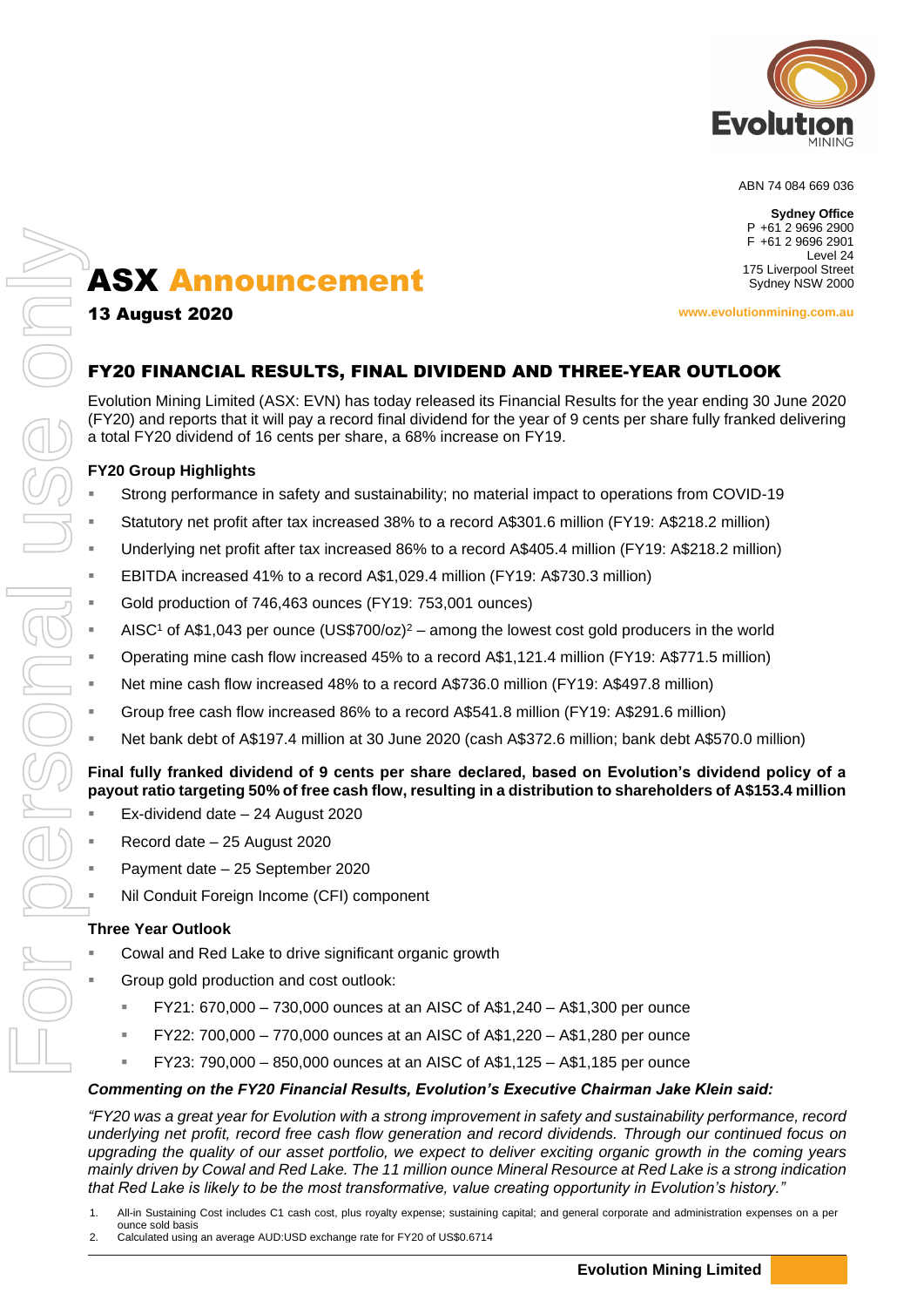ABN 74 084 669 036

**Sydney Office**
P +61 2 9696 2900
F +61 2 9696 2901
Level 24
175 Liverpool Street
Sydney NSW 2000

www.evolutionmining.com.au

# ASX Announcement

**13 August 2020**

## FY20 FINANCIAL RESULTS, FINAL DIVIDEND AND THREE-YEAR OUTLOOK

Evolution Mining Limited (ASX: EVN) has today released its Financial Results for the year ending 30 June 2020 (FY20) and reports that it will pay a record final dividend for the year of 9 cents per share fully franked delivering a total FY20 dividend of 16 cents per share, a 68% increase on FY19.

### FY20 Group Highlights

- Strong performance in safety and sustainability; no material impact to operations from COVID-19
- Statutory net profit after tax increased 38% to a record A$301.6 million (FY19: A$218.2 million)
- Underlying net profit after tax increased 86% to a record A$405.4 million (FY19: A$218.2 million)
- EBITDA increased 41% to a record A$1,029.4 million (FY19: A$730.3 million)
- Gold production of 746,463 ounces (FY19: 753,001 ounces)
- AISC[1] of A$1,043 per ounce (US$700/oz)[2] – among the lowest cost gold producers in the world
- Operating mine cash flow increased 45% to a record A$1,121.4 million (FY19: A$771.5 million)
- Net mine cash flow increased 48% to a record A$736.0 million (FY19: A$497.8 million)
- Group free cash flow increased 86% to a record A$541.8 million (FY19: A$291.6 million)
- Net bank debt of A$197.4 million at 30 June 2020 (cash A$372.6 million; bank debt A$570.0 million)

**Final fully franked dividend of 9 cents per share declared, based on Evolution's dividend policy of a payout ratio targeting 50% of free cash flow, resulting in a distribution to shareholders of A$153.4 million**

- Ex-dividend date – 24 August 2020
- Record date – 25 August 2020
- Payment date – 25 September 2020
- Nil Conduit Foreign Income (CFI) component

### Three Year Outlook

- Cowal and Red Lake to drive significant organic growth
- Group gold production and cost outlook:
  - FY21: 670,000 – 730,000 ounces at an AISC of A$1,240 – A$1,300 per ounce
  - FY22: 700,000 – 770,000 ounces at an AISC of A$1,220 – A$1,280 per ounce
  - FY23: 790,000 – 850,000 ounces at an AISC of A$1,125 – A$1,185 per ounce

***Commenting on the FY20 Financial Results, Evolution's Executive Chairman Jake Klein said:***

*"FY20 was a great year for Evolution with a strong improvement in safety and sustainability performance, record underlying net profit, record free cash flow generation and record dividends. Through our continued focus on upgrading the quality of our asset portfolio, we expect to deliver exciting organic growth in the coming years mainly driven by Cowal and Red Lake. The 11 million ounce Mineral Resource at Red Lake is a strong indication that Red Lake is likely to be the most transformative, value creating opportunity in Evolution's history."*

1. All-in Sustaining Cost includes C1 cash cost, plus royalty expense; sustaining capital; and general corporate and administration expenses on a per ounce sold basis
2. Calculated using an average AUD:USD exchange rate for FY20 of US$0.6714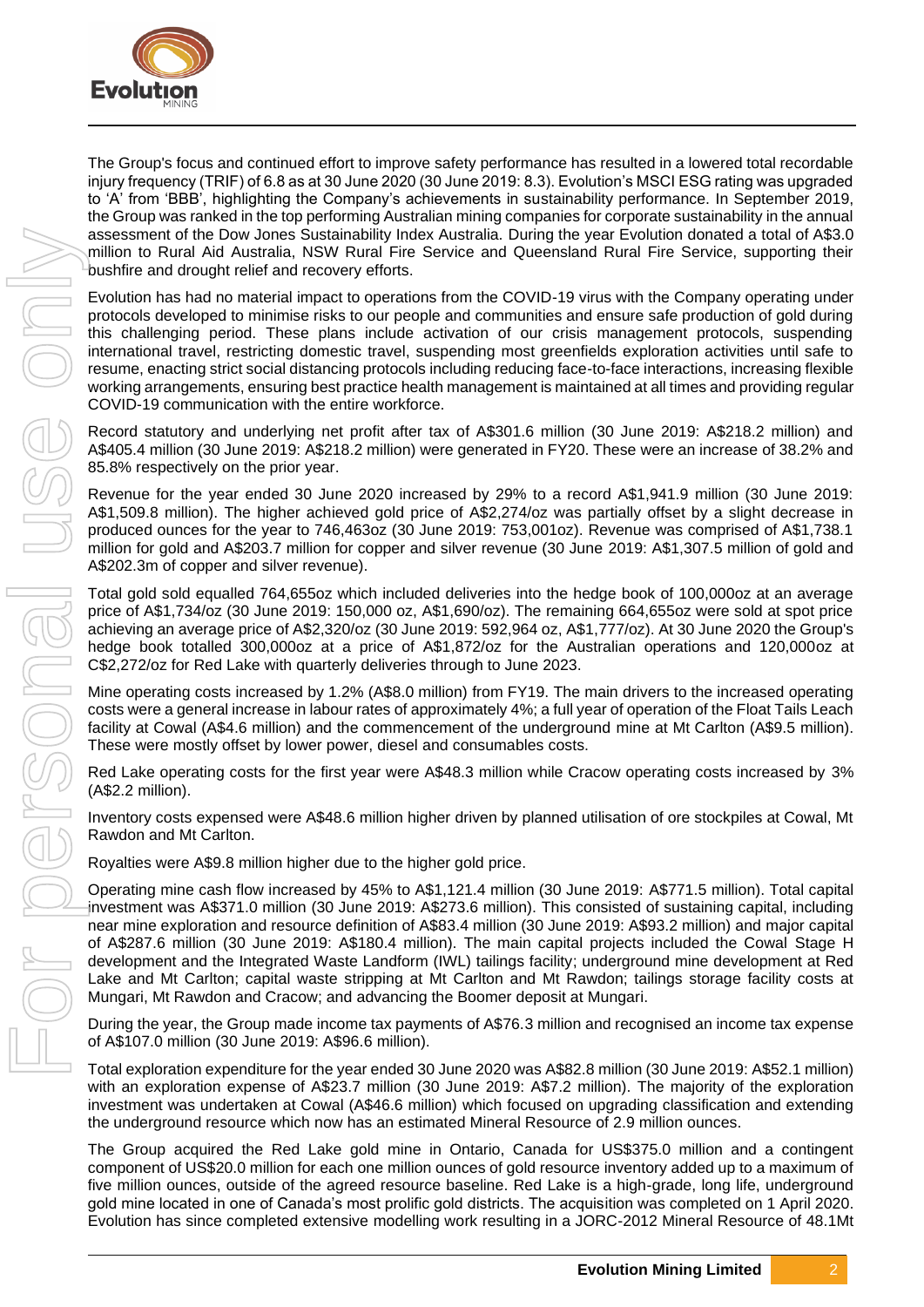The Group's focus and continued effort to improve safety performance has resulted in a lowered total recordable injury frequency (TRIF) of 6.8 as at 30 June 2020 (30 June 2019: 8.3). Evolution's MSCI ESG rating was upgraded to 'A' from 'BBB', highlighting the Company's achievements in sustainability performance. In September 2019, the Group was ranked in the top performing Australian mining companies for corporate sustainability in the annual assessment of the Dow Jones Sustainability Index Australia. During the year Evolution donated a total of A$3.0 million to Rural Aid Australia, NSW Rural Fire Service and Queensland Rural Fire Service, supporting their bushfire and drought relief and recovery efforts.

Evolution has had no material impact to operations from the COVID-19 virus with the Company operating under protocols developed to minimise risks to our people and communities and ensure safe production of gold during this challenging period. These plans include activation of our crisis management protocols, suspending international travel, restricting domestic travel, suspending most greenfields exploration activities until safe to resume, enacting strict social distancing protocols including reducing face-to-face interactions, increasing flexible working arrangements, ensuring best practice health management is maintained at all times and providing regular COVID-19 communication with the entire workforce.

Record statutory and underlying net profit after tax of A$301.6 million (30 June 2019: A$218.2 million) and A$405.4 million (30 June 2019: A$218.2 million) were generated in FY20. These were an increase of 38.2% and 85.8% respectively on the prior year.

Revenue for the year ended 30 June 2020 increased by 29% to a record A$1,941.9 million (30 June 2019: A$1,509.8 million). The higher achieved gold price of A$2,274/oz was partially offset by a slight decrease in produced ounces for the year to 746,463oz (30 June 2019: 753,001oz). Revenue was comprised of A$1,738.1 million for gold and A$203.7 million for copper and silver revenue (30 June 2019: A$1,307.5 million of gold and A$202.3m of copper and silver revenue).

Total gold sold equalled 764,655oz which included deliveries into the hedge book of 100,000oz at an average price of A$1,734/oz (30 June 2019: 150,000 oz, A$1,690/oz). The remaining 664,655oz were sold at spot price achieving an average price of A$2,320/oz (30 June 2019: 592,964 oz, A$1,777/oz). At 30 June 2020 the Group's hedge book totalled 300,000oz at a price of A$1,872/oz for the Australian operations and 120,000oz at C$2,272/oz for Red Lake with quarterly deliveries through to June 2023.

Mine operating costs increased by 1.2% (A$8.0 million) from FY19. The main drivers to the increased operating costs were a general increase in labour rates of approximately 4%; a full year of operation of the Float Tails Leach facility at Cowal (A$4.6 million) and the commencement of the underground mine at Mt Carlton (A$9.5 million). These were mostly offset by lower power, diesel and consumables costs.

Red Lake operating costs for the first year were A$48.3 million while Cracow operating costs increased by 3% (A$2.2 million).

Inventory costs expensed were A$48.6 million higher driven by planned utilisation of ore stockpiles at Cowal, Mt Rawdon and Mt Carlton.

Royalties were A$9.8 million higher due to the higher gold price.

Operating mine cash flow increased by 45% to A$1,121.4 million (30 June 2019: A$771.5 million). Total capital investment was A$371.0 million (30 June 2019: A$273.6 million). This consisted of sustaining capital, including near mine exploration and resource definition of A$83.4 million (30 June 2019: A$93.2 million) and major capital of A$287.6 million (30 June 2019: A$180.4 million). The main capital projects included the Cowal Stage H development and the Integrated Waste Landform (IWL) tailings facility; underground mine development at Red Lake and Mt Carlton; capital waste stripping at Mt Carlton and Mt Rawdon; tailings storage facility costs at Mungari, Mt Rawdon and Cracow; and advancing the Boomer deposit at Mungari.

During the year, the Group made income tax payments of A$76.3 million and recognised an income tax expense of A$107.0 million (30 June 2019: A$96.6 million).

Total exploration expenditure for the year ended 30 June 2020 was A$82.8 million (30 June 2019: A$52.1 million) with an exploration expense of A$23.7 million (30 June 2019: A$7.2 million). The majority of the exploration investment was undertaken at Cowal (A$46.6 million) which focused on upgrading classification and extending the underground resource which now has an estimated Mineral Resource of 2.9 million ounces.

The Group acquired the Red Lake gold mine in Ontario, Canada for US$375.0 million and a contingent component of US$20.0 million for each one million ounces of gold resource inventory added up to a maximum of five million ounces, outside of the agreed resource baseline. Red Lake is a high-grade, long life, underground gold mine located in one of Canada's most prolific gold districts. The acquisition was completed on 1 April 2020. Evolution has since completed extensive modelling work resulting in a JORC-2012 Mineral Resource of 48.1Mt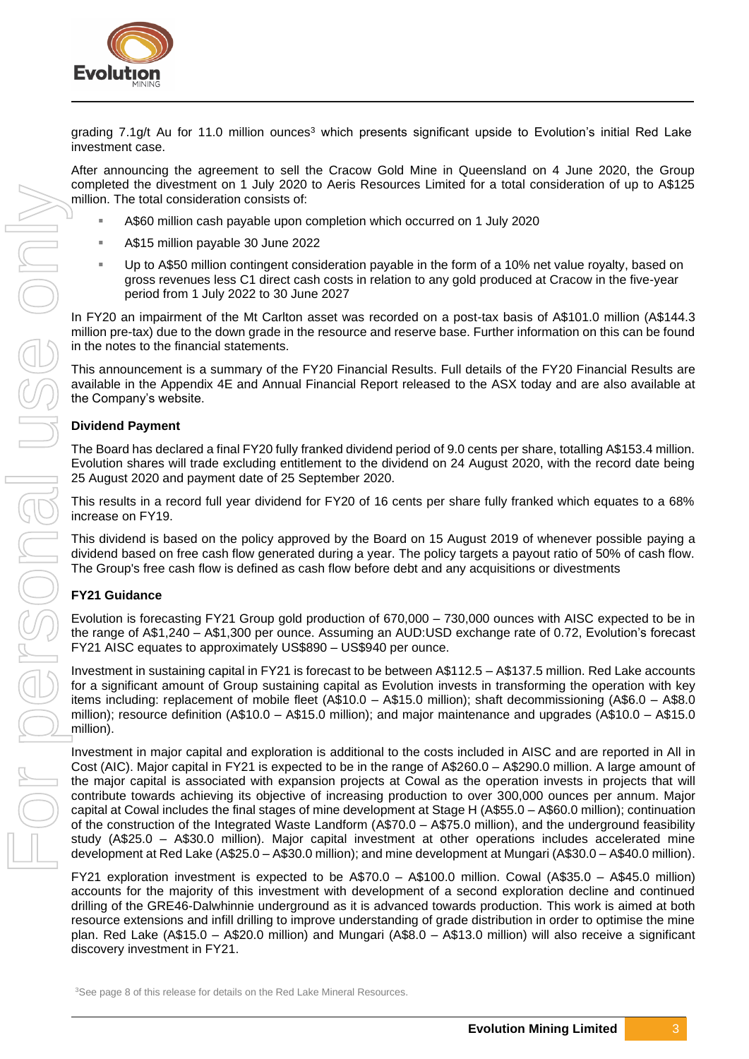grading 7.1g/t Au for 11.0 million ounces[3] which presents significant upside to Evolution's initial Red Lake investment case.

After announcing the agreement to sell the Cracow Gold Mine in Queensland on 4 June 2020, the Group completed the divestment on 1 July 2020 to Aeris Resources Limited for a total consideration of up to A$125 million. The total consideration consists of:

- A$60 million cash payable upon completion which occurred on 1 July 2020
- A$15 million payable 30 June 2022
- Up to A$50 million contingent consideration payable in the form of a 10% net value royalty, based on gross revenues less C1 direct cash costs in relation to any gold produced at Cracow in the five-year period from 1 July 2022 to 30 June 2027

In FY20 an impairment of the Mt Carlton asset was recorded on a post-tax basis of A$101.0 million (A$144.3 million pre-tax) due to the down grade in the resource and reserve base. Further information on this can be found in the notes to the financial statements.

This announcement is a summary of the FY20 Financial Results. Full details of the FY20 Financial Results are available in the Appendix 4E and Annual Financial Report released to the ASX today and are also available at the Company's website.

### Dividend Payment

The Board has declared a final FY20 fully franked dividend period of 9.0 cents per share, totalling A$153.4 million. Evolution shares will trade excluding entitlement to the dividend on 24 August 2020, with the record date being 25 August 2020 and payment date of 25 September 2020.

This results in a record full year dividend for FY20 of 16 cents per share fully franked which equates to a 68% increase on FY19.

This dividend is based on the policy approved by the Board on 15 August 2019 of whenever possible paying a dividend based on free cash flow generated during a year. The policy targets a payout ratio of 50% of cash flow. The Group's free cash flow is defined as cash flow before debt and any acquisitions or divestments

### FY21 Guidance

Evolution is forecasting FY21 Group gold production of 670,000 – 730,000 ounces with AISC expected to be in the range of A$1,240 – A$1,300 per ounce. Assuming an AUD:USD exchange rate of 0.72, Evolution's forecast FY21 AISC equates to approximately US$890 – US$940 per ounce.

Investment in sustaining capital in FY21 is forecast to be between A$112.5 – A$137.5 million. Red Lake accounts for a significant amount of Group sustaining capital as Evolution invests in transforming the operation with key items including: replacement of mobile fleet (A$10.0 – A$15.0 million); shaft decommissioning (A$6.0 – A$8.0 million); resource definition (A$10.0 – A$15.0 million); and major maintenance and upgrades (A$10.0 – A$15.0 million).

Investment in major capital and exploration is additional to the costs included in AISC and are reported in All in Cost (AIC). Major capital in FY21 is expected to be in the range of A$260.0 – A$290.0 million. A large amount of the major capital is associated with expansion projects at Cowal as the operation invests in projects that will contribute towards achieving its objective of increasing production to over 300,000 ounces per annum. Major capital at Cowal includes the final stages of mine development at Stage H (A$55.0 – A$60.0 million); continuation of the construction of the Integrated Waste Landform (A$70.0 – A$75.0 million), and the underground feasibility study (A$25.0 – A$30.0 million). Major capital investment at other operations includes accelerated mine development at Red Lake (A$25.0 – A$30.0 million); and mine development at Mungari (A$30.0 – A$40.0 million).

FY21 exploration investment is expected to be A$70.0 – A$100.0 million. Cowal (A$35.0 – A$45.0 million) accounts for the majority of this investment with development of a second exploration decline and continued drilling of the GRE46-Dalwhinnie underground as it is advanced towards production. This work is aimed at both resource extensions and infill drilling to improve understanding of grade distribution in order to optimise the mine plan. Red Lake (A$15.0 – A$20.0 million) and Mungari (A$8.0 – A$13.0 million) will also receive a significant discovery investment in FY21.

[3] See page 8 of this release for details on the Red Lake Mineral Resources.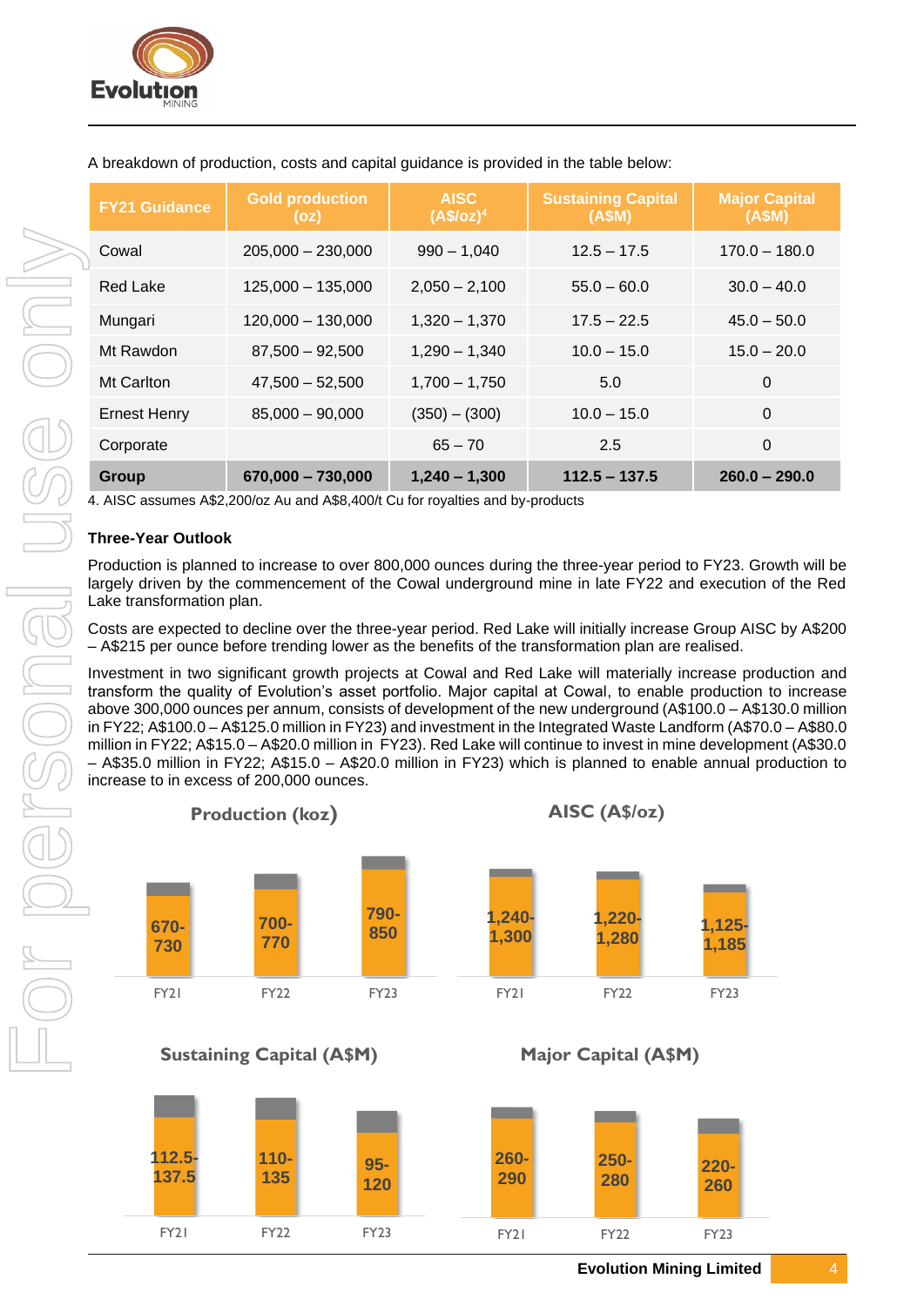A breakdown of production, costs and capital guidance is provided in the table below:

| FY21 Guidance | Gold production (oz) | AISC (A$/oz)[4] | Sustaining Capital (A$M) | Major Capital (A$M) |
|---|---|---|---|---|
| Cowal | 205,000 – 230,000 | 990 – 1,040 | 12.5 – 17.5 | 170.0 – 180.0 |
| Red Lake | 125,000 – 135,000 | 2,050 – 2,100 | 55.0 – 60.0 | 30.0 – 40.0 |
| Mungari | 120,000 – 130,000 | 1,320 – 1,370 | 17.5 – 22.5 | 45.0 – 50.0 |
| Mt Rawdon | 87,500 – 92,500 | 1,290 – 1,340 | 10.0 – 15.0 | 15.0 – 20.0 |
| Mt Carlton | 47,500 – 52,500 | 1,700 – 1,750 | 5.0 | 0 |
| Ernest Henry | 85,000 – 90,000 | (350) – (300) | 10.0 – 15.0 | 0 |
| Corporate | | 65 – 70 | 2.5 | 0 |
| **Group** | **670,000 – 730,000** | **1,240 – 1,300** | **112.5 – 137.5** | **260.0 – 290.0** |

4. AISC assumes A$2,200/oz Au and A$8,400/t Cu for royalties and by-products

**Three-Year Outlook**

Production is planned to increase to over 800,000 ounces during the three-year period to FY23. Growth will be largely driven by the commencement of the Cowal underground mine in late FY22 and execution of the Red Lake transformation plan.

Costs are expected to decline over the three-year period. Red Lake will initially increase Group AISC by A$200 – A$215 per ounce before trending lower as the benefits of the transformation plan are realised.

Investment in two significant growth projects at Cowal and Red Lake will materially increase production and transform the quality of Evolution's asset portfolio. Major capital at Cowal, to enable production to increase above 300,000 ounces per annum, consists of development of the new underground (A$100.0 – A$130.0 million in FY22; A$100.0 – A$125.0 million in FY23) and investment in the Integrated Waste Landform (A$70.0 – A$80.0 million in FY22; A$15.0 – A$20.0 million in FY23). Red Lake will continue to invest in mine development (A$30.0 – A$35.0 million in FY22; A$15.0 – A$20.0 million in FY23) which is planned to enable annual production to increase to in excess of 200,000 ounces.

**Production (koz)**

| FY21 | FY22 | FY23 |
|---|---|---|
| 670-730 | 700-770 | 790-850 |

**AISC (A$/oz)**

| FY21 | FY22 | FY23 |
|---|---|---|
| 1,240-1,300 | 1,220-1,280 | 1,125-1,185 |

**Sustaining Capital (A$M)**

| FY21 | FY22 | FY23 |
|---|---|---|
| 112.5-137.5 | 110-135 | 95-120 |

**Major Capital (A$M)**

| FY21 | FY22 | FY23 |
|---|---|---|
| 260-290 | 250-280 | 220-260 |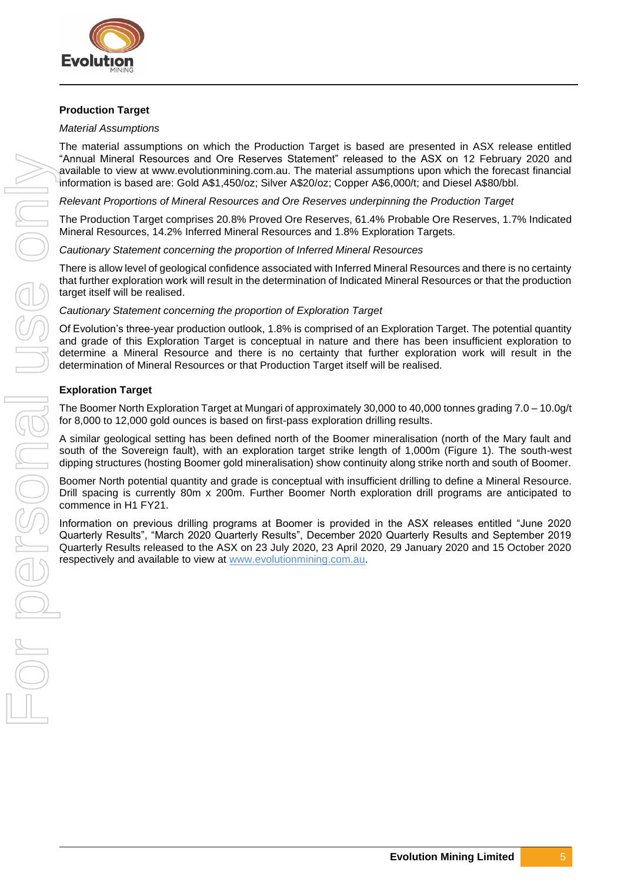## Production Target

*Material Assumptions*

The material assumptions on which the Production Target is based are presented in ASX release entitled "Annual Mineral Resources and Ore Reserves Statement" released to the ASX on 12 February 2020 and available to view at www.evolutionmining.com.au. The material assumptions upon which the forecast financial information is based are: Gold A$1,450/oz; Silver A$20/oz; Copper A$6,000/t; and Diesel A$80/bbl.

*Relevant Proportions of Mineral Resources and Ore Reserves underpinning the Production Target*

The Production Target comprises 20.8% Proved Ore Reserves, 61.4% Probable Ore Reserves, 1.7% Indicated Mineral Resources, 14.2% Inferred Mineral Resources and 1.8% Exploration Targets.

*Cautionary Statement concerning the proportion of Inferred Mineral Resources*

There is allow level of geological confidence associated with Inferred Mineral Resources and there is no certainty that further exploration work will result in the determination of Indicated Mineral Resources or that the production target itself will be realised.

*Cautionary Statement concerning the proportion of Exploration Target*

Of Evolution's three-year production outlook, 1.8% is comprised of an Exploration Target. The potential quantity and grade of this Exploration Target is conceptual in nature and there has been insufficient exploration to determine a Mineral Resource and there is no certainty that further exploration work will result in the determination of Mineral Resources or that Production Target itself will be realised.

## Exploration Target

The Boomer North Exploration Target at Mungari of approximately 30,000 to 40,000 tonnes grading 7.0 – 10.0g/t for 8,000 to 12,000 gold ounces is based on first-pass exploration drilling results.

A similar geological setting has been defined north of the Boomer mineralisation (north of the Mary fault and south of the Sovereign fault), with an exploration target strike length of 1,000m (Figure 1). The south-west dipping structures (hosting Boomer gold mineralisation) show continuity along strike north and south of Boomer.

Boomer North potential quantity and grade is conceptual with insufficient drilling to define a Mineral Resource. Drill spacing is currently 80m x 200m. Further Boomer North exploration drill programs are anticipated to commence in H1 FY21.

Information on previous drilling programs at Boomer is provided in the ASX releases entitled "June 2020 Quarterly Results", "March 2020 Quarterly Results", December 2020 Quarterly Results and September 2019 Quarterly Results released to the ASX on 23 July 2020, 23 April 2020, 29 January 2020 and 15 October 2020 respectively and available to view at www.evolutionmining.com.au.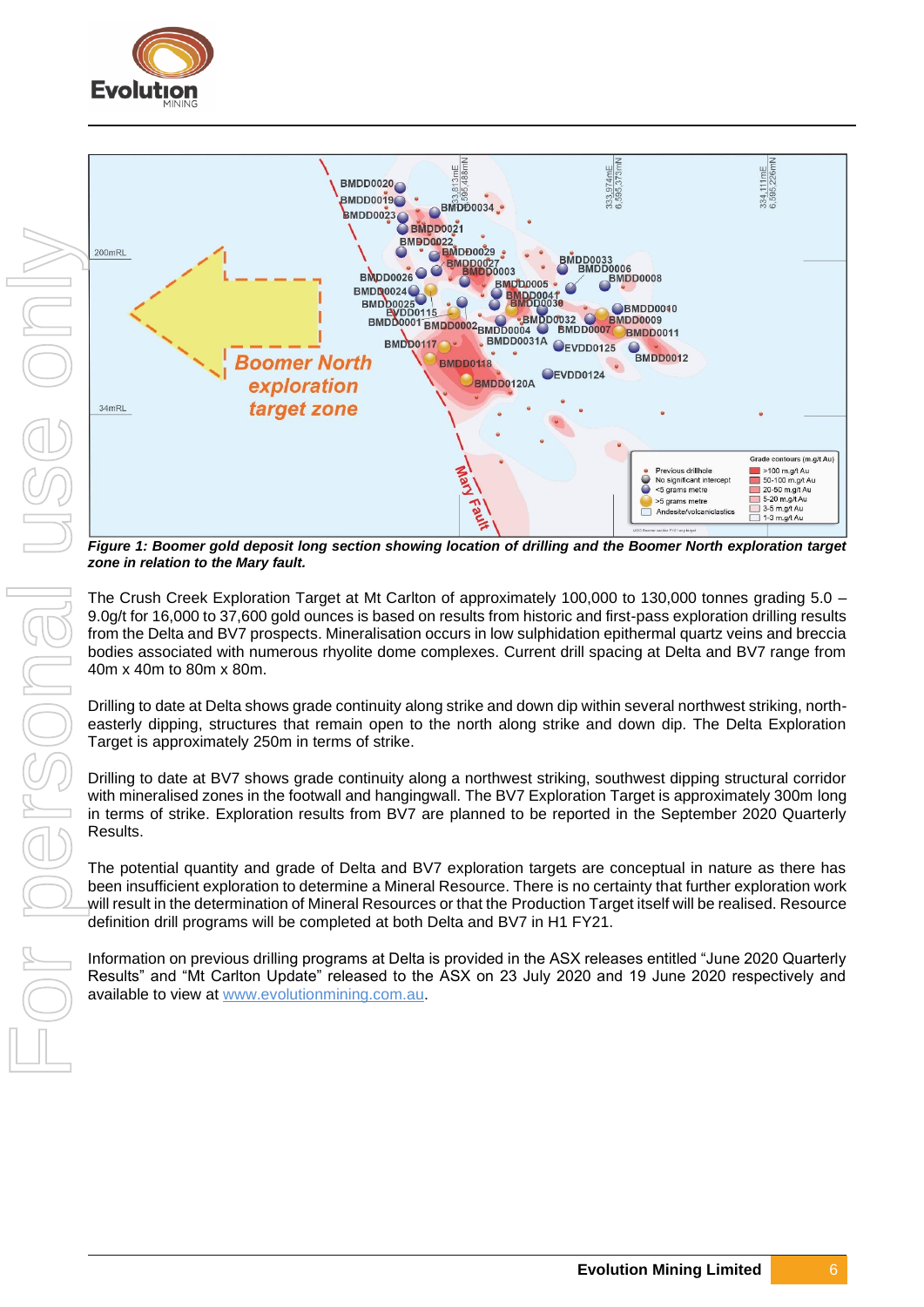*Figure 1: Boomer gold deposit long section showing location of drilling and the Boomer North exploration target zone in relation to the Mary fault.*

The Crush Creek Exploration Target at Mt Carlton of approximately 100,000 to 130,000 tonnes grading 5.0 – 9.0g/t for 16,000 to 37,600 gold ounces is based on results from historic and first-pass exploration drilling results from the Delta and BV7 prospects. Mineralisation occurs in low sulphidation epithermal quartz veins and breccia bodies associated with numerous rhyolite dome complexes. Current drill spacing at Delta and BV7 range from 40m x 40m to 80m x 80m.

Drilling to date at Delta shows grade continuity along strike and down dip within several northwest striking, north-easterly dipping, structures that remain open to the north along strike and down dip. The Delta Exploration Target is approximately 250m in terms of strike.

Drilling to date at BV7 shows grade continuity along a northwest striking, southwest dipping structural corridor with mineralised zones in the footwall and hangingwall. The BV7 Exploration Target is approximately 300m long in terms of strike. Exploration results from BV7 are planned to be reported in the September 2020 Quarterly Results.

The potential quantity and grade of Delta and BV7 exploration targets are conceptual in nature as there has been insufficient exploration to determine a Mineral Resource. There is no certainty that further exploration work will result in the determination of Mineral Resources or that the Production Target itself will be realised. Resource definition drill programs will be completed at both Delta and BV7 in H1 FY21.

Information on previous drilling programs at Delta is provided in the ASX releases entitled "June 2020 Quarterly Results" and "Mt Carlton Update" released to the ASX on 23 July 2020 and 19 June 2020 respectively and available to view at www.evolutionmining.com.au.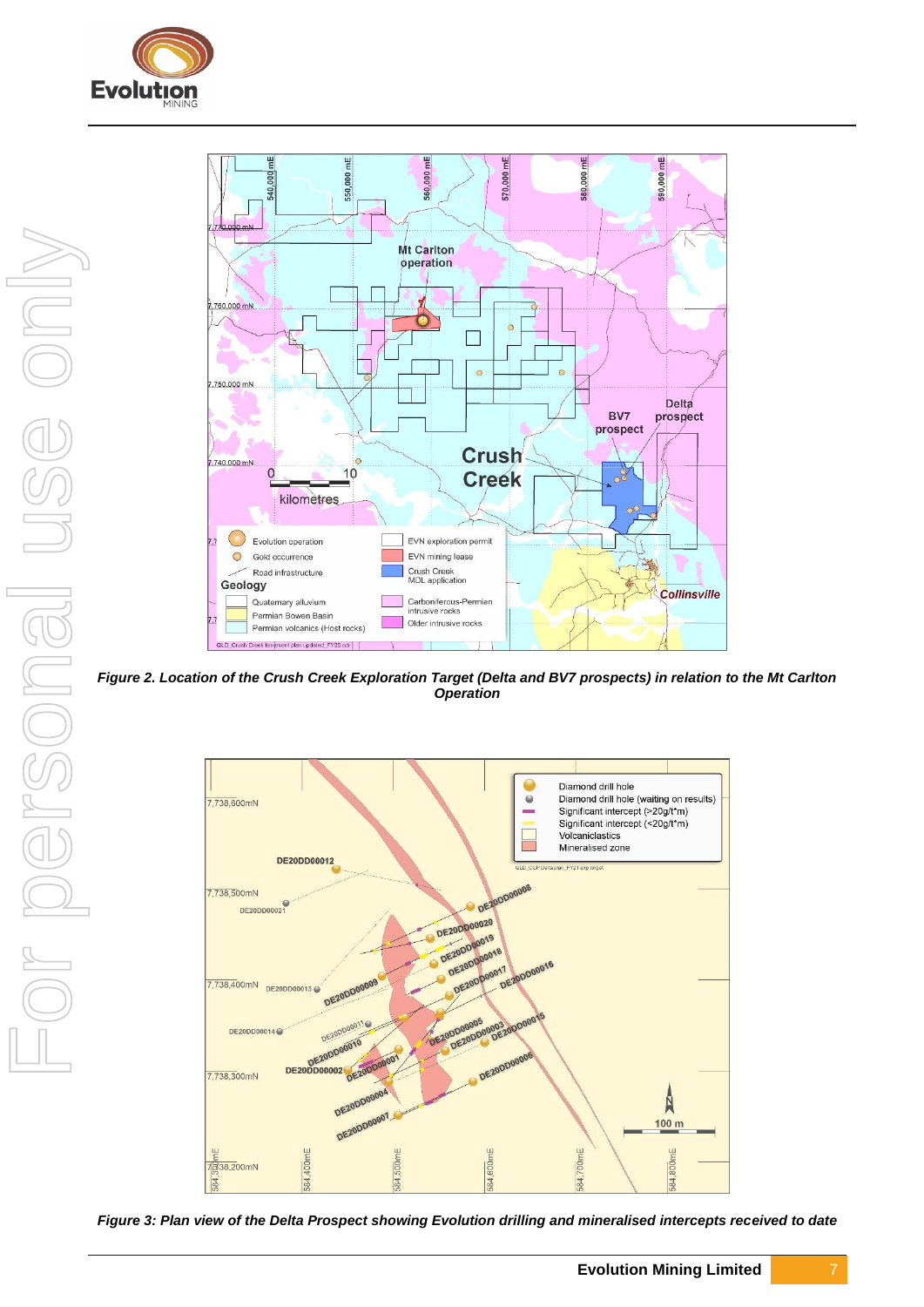*Figure 2. Location of the Crush Creek Exploration Target (Delta and BV7 prospects) in relation to the Mt Carlton Operation*

*Figure 3: Plan view of the Delta Prospect showing Evolution drilling and mineralised intercepts received to date*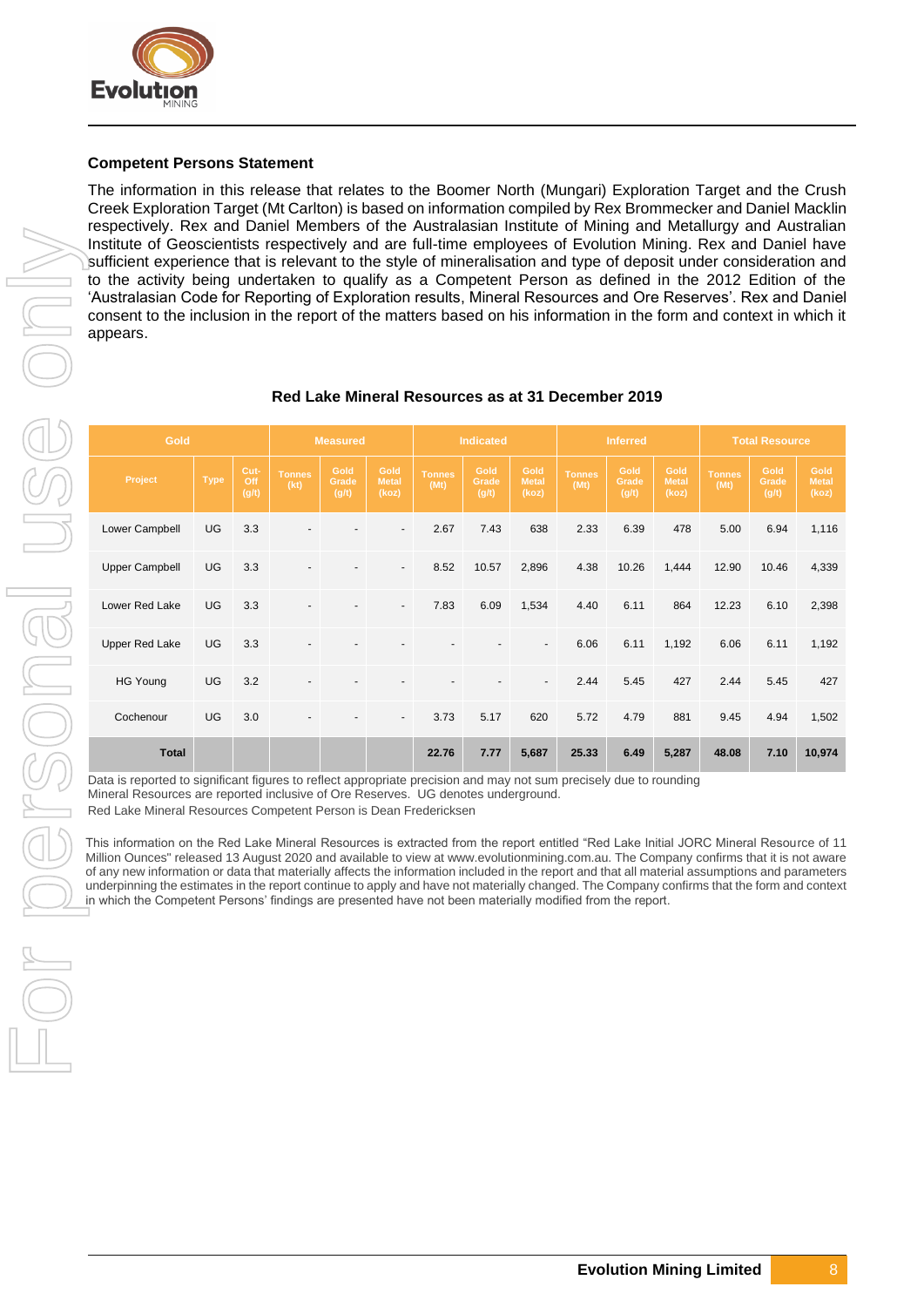## Competent Persons Statement

The information in this release that relates to the Boomer North (Mungari) Exploration Target and the Crush Creek Exploration Target (Mt Carlton) is based on information compiled by Rex Brommecker and Daniel Macklin respectively. Rex and Daniel Members of the Australasian Institute of Mining and Metallurgy and Australian Institute of Geoscientists respectively and are full-time employees of Evolution Mining. Rex and Daniel have sufficient experience that is relevant to the style of mineralisation and type of deposit under consideration and to the activity being undertaken to qualify as a Competent Person as defined in the 2012 Edition of the 'Australasian Code for Reporting of Exploration results, Mineral Resources and Ore Reserves'. Rex and Daniel consent to the inclusion in the report of the matters based on his information in the form and context in which it appears.

### Red Lake Mineral Resources as at 31 December 2019

| Gold | | | Measured | | | Indicated | | | Inferred | | | Total Resource | | |
|---|---|---|---|---|---|---|---|---|---|---|---|---|---|---|
| Project | Type | Cut-Off (g/t) | Tonnes (kt) | Gold Grade (g/t) | Gold Metal (koz) | Tonnes (Mt) | Gold Grade (g/t) | Gold Metal (koz) | Tonnes (Mt) | Gold Grade (g/t) | Gold Metal (koz) | Tonnes (Mt) | Gold Grade (g/t) | Gold Metal (koz) |
| Lower Campbell | UG | 3.3 | - | - | - | 2.67 | 7.43 | 638 | 2.33 | 6.39 | 478 | 5.00 | 6.94 | 1,116 |
| Upper Campbell | UG | 3.3 | - | - | - | 8.52 | 10.57 | 2,896 | 4.38 | 10.26 | 1,444 | 12.90 | 10.46 | 4,339 |
| Lower Red Lake | UG | 3.3 | - | - | - | 7.83 | 6.09 | 1,534 | 4.40 | 6.11 | 864 | 12.23 | 6.10 | 2,398 |
| Upper Red Lake | UG | 3.3 | - | - | - | - | - | - | 6.06 | 6.11 | 1,192 | 6.06 | 6.11 | 1,192 |
| HG Young | UG | 3.2 | - | - | - | - | - | - | 2.44 | 5.45 | 427 | 2.44 | 5.45 | 427 |
| Cochenour | UG | 3.0 | - | - | - | 3.73 | 5.17 | 620 | 5.72 | 4.79 | 881 | 9.45 | 4.94 | 1,502 |
| **Total** | | | | | | **22.76** | **7.77** | **5,687** | **25.33** | **6.49** | **5,287** | **48.08** | **7.10** | **10,974** |

Data is reported to significant figures to reflect appropriate precision and may not sum precisely due to rounding
Mineral Resources are reported inclusive of Ore Reserves. UG denotes underground.
Red Lake Mineral Resources Competent Person is Dean Fredericksen

This information on the Red Lake Mineral Resources is extracted from the report entitled "Red Lake Initial JORC Mineral Resource of 11 Million Ounces" released 13 August 2020 and available to view at www.evolutionmining.com.au. The Company confirms that it is not aware of any new information or data that materially affects the information included in the report and that all material assumptions and parameters underpinning the estimates in the report continue to apply and have not materially changed. The Company confirms that the form and context in which the Competent Persons' findings are presented have not been materially modified from the report.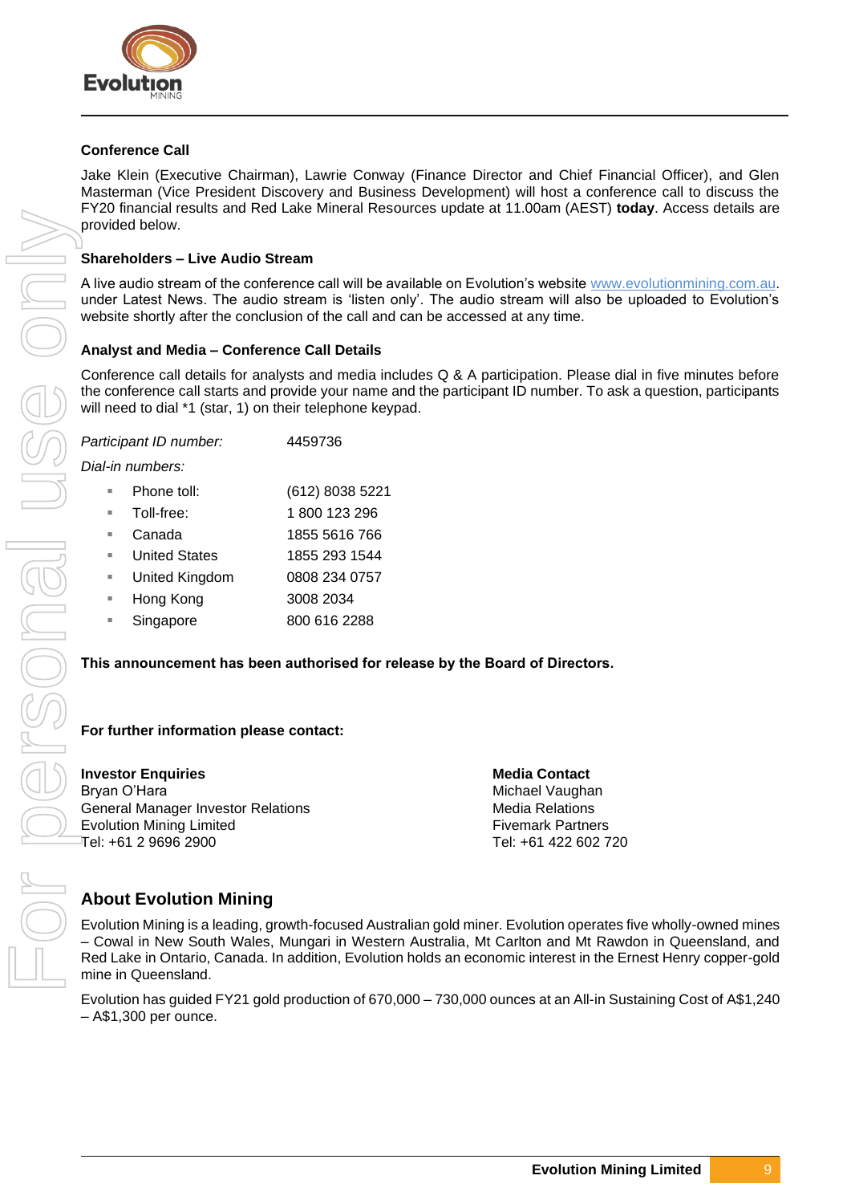**Conference Call**

Jake Klein (Executive Chairman), Lawrie Conway (Finance Director and Chief Financial Officer), and Glen Masterman (Vice President Discovery and Business Development) will host a conference call to discuss the FY20 financial results and Red Lake Mineral Resources update at 11.00am (AEST) **today**. Access details are provided below.

**Shareholders – Live Audio Stream**

A live audio stream of the conference call will be available on Evolution's website www.evolutionmining.com.au. under Latest News. The audio stream is 'listen only'. The audio stream will also be uploaded to Evolution's website shortly after the conclusion of the call and can be accessed at any time.

**Analyst and Media – Conference Call Details**

Conference call details for analysts and media includes Q & A participation. Please dial in five minutes before the conference call starts and provide your name and the participant ID number. To ask a question, participants will need to dial *1 (star, 1) on their telephone keypad.

*Participant ID number:* 4459736

*Dial-in numbers:*

- Phone toll: (612) 8038 5221
- Toll-free: 1 800 123 296
- Canada 1855 5616 766
- United States 1855 293 1544
- United Kingdom 0808 234 0757
- Hong Kong 3008 2034
- Singapore 800 616 2288

**This announcement has been authorised for release by the Board of Directors.**

**For further information please contact:**

**Investor Enquiries**
Bryan O'Hara
General Manager Investor Relations
Evolution Mining Limited
Tel: +61 2 9696 2900

**Media Contact**
Michael Vaughan
Media Relations
Fivemark Partners
Tel: +61 422 602 720

## About Evolution Mining

Evolution Mining is a leading, growth-focused Australian gold miner. Evolution operates five wholly-owned mines – Cowal in New South Wales, Mungari in Western Australia, Mt Carlton and Mt Rawdon in Queensland, and Red Lake in Ontario, Canada. In addition, Evolution holds an economic interest in the Ernest Henry copper-gold mine in Queensland.

Evolution has guided FY21 gold production of 670,000 – 730,000 ounces at an All-in Sustaining Cost of A$1,240 – A$1,300 per ounce.